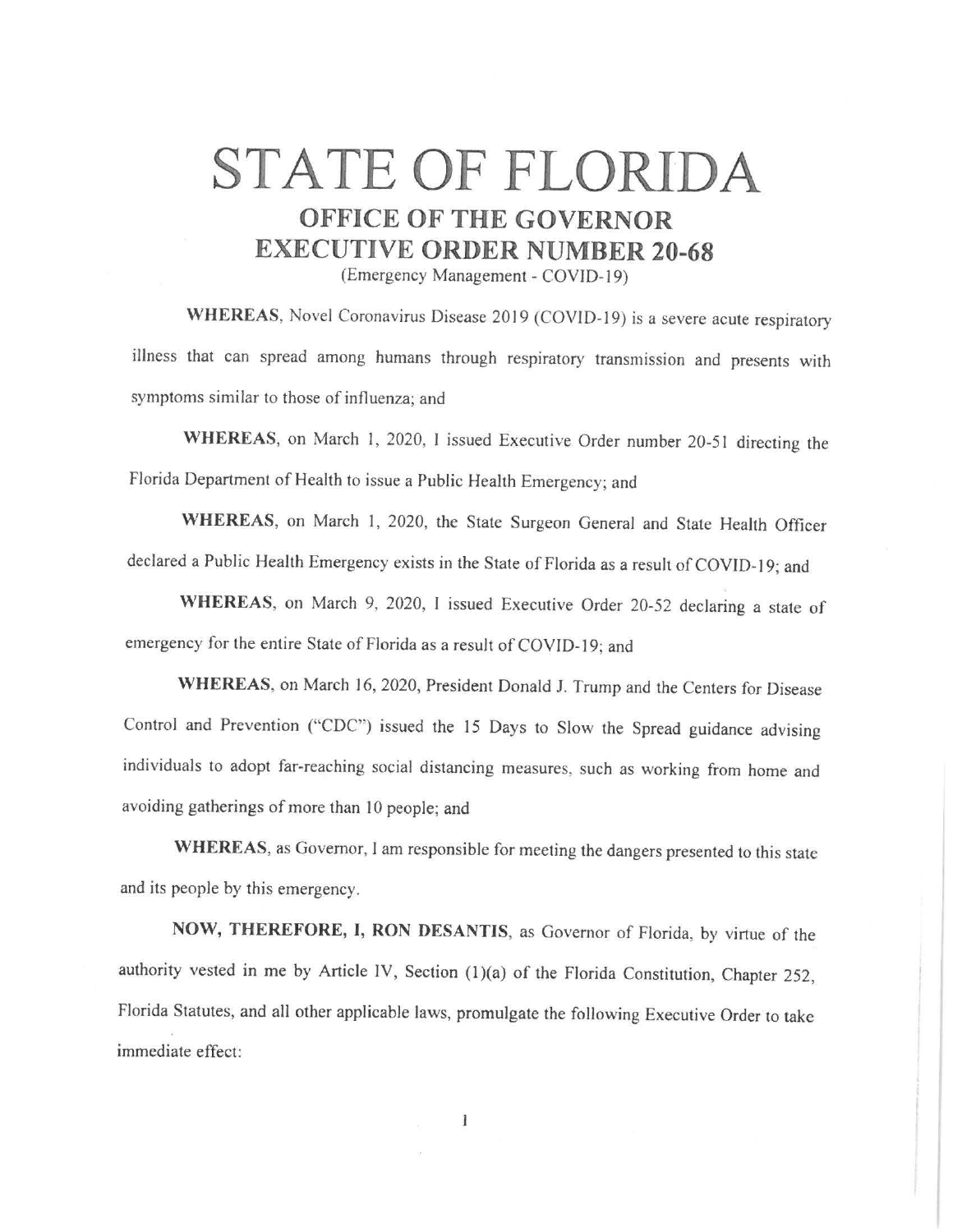# STATE OF FLORIDA

## OFFICE OF THE GOVERNOR

## EXECUTIVE ORDER NUMBER 20-68

(Emergency Management - COVID-19)

**WHEREAS**, Novel Coronavirus Disease 2019 (COVID-19) is a severe acute respiratory illness that can spread among humans through respiratory transmission and presents with symptoms similar to those of influenza; and

**WHEREAS**, on March 1, 2020, I issued Executive Order number 20-51 directing the Florida Department of Health to issue a Public Health Emergency; and

**WHEREAS**, on March 1, 2020, the State Surgeon General and State Health Officer declared a Public Health Emergency exists in the State of Florida as a result of COVID-19; and

**WHEREAS**, on March 9, 2020, I issued Executive Order 20-52 declaring a state of emergency for the entire State of Florida as a result of COVID-19; and

**WHEREAS**, on March 16, 2020, President Donald J. Trump and the Centers for Disease Control and Prevention ("CDC") issued the 15 Days to Slow the Spread guidance advising individuals to adopt far-reaching social distancing measures, such as working from home and avoiding gatherings of more than 10 people; and

**WHEREAS**, as Governor, I am responsible for meeting the dangers presented to this state and its people by this emergency.

**NOW, THEREFORE, I, RON DESANTIS**, as Governor of Florida, by virtue of the authority vested in me by Article IV, Section (1)(a) of the Florida Constitution, Chapter 252, Florida Statutes, and all other applicable laws, promulgate the following Executive Order to take immediate effect: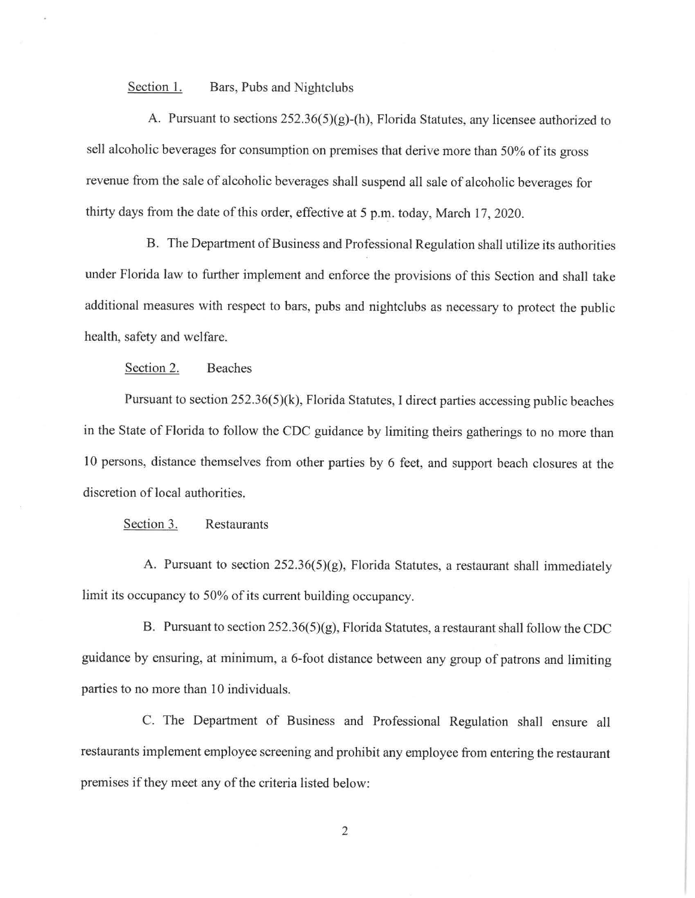Section 1. Bars, Pubs and Nightclubs

A. Pursuant to sections 252.36(5)(g)-(h), Florida Statutes, any licensee authorized to sell alcoholic beverages for consumption on premises that derive more than 50% of its gross revenue from the sale of alcoholic beverages shall suspend all sale of alcoholic beverages for thirty days from the date of this order, effective at 5 p.m. today, March 17, 2020.

B. The Department of Business and Professional Regulation shall utilize its authorities under Florida law to further implement and enforce the provisions of this Section and shall take additional measures with respect to bars, pubs and nightclubs as necessary to protect the public health, safety and welfare.

Section 2. Beaches

Pursuant to section 252.36(5)(k), Florida Statutes, I direct parties accessing public beaches in the State of Florida to follow the CDC guidance by limiting theirs gatherings to no more than 10 persons, distance themselves from other parties by 6 feet, and support beach closures at the discretion of local authorities.

Section 3. Restaurants

A. Pursuant to section 252.36(5)(g), Florida Statutes, a restaurant shall immediately limit its occupancy to 50% of its current building occupancy.

B. Pursuant to section 252.36(5)(g), Florida Statutes, a restaurant shall follow the CDC guidance by ensuring, at minimum, a 6-foot distance between any group of patrons and limiting parties to no more than 10 individuals.

C. The Department of Business and Professional Regulation shall ensure all restaurants implement employee screening and prohibit any employee from entering the restaurant premises if they meet any of the criteria listed below: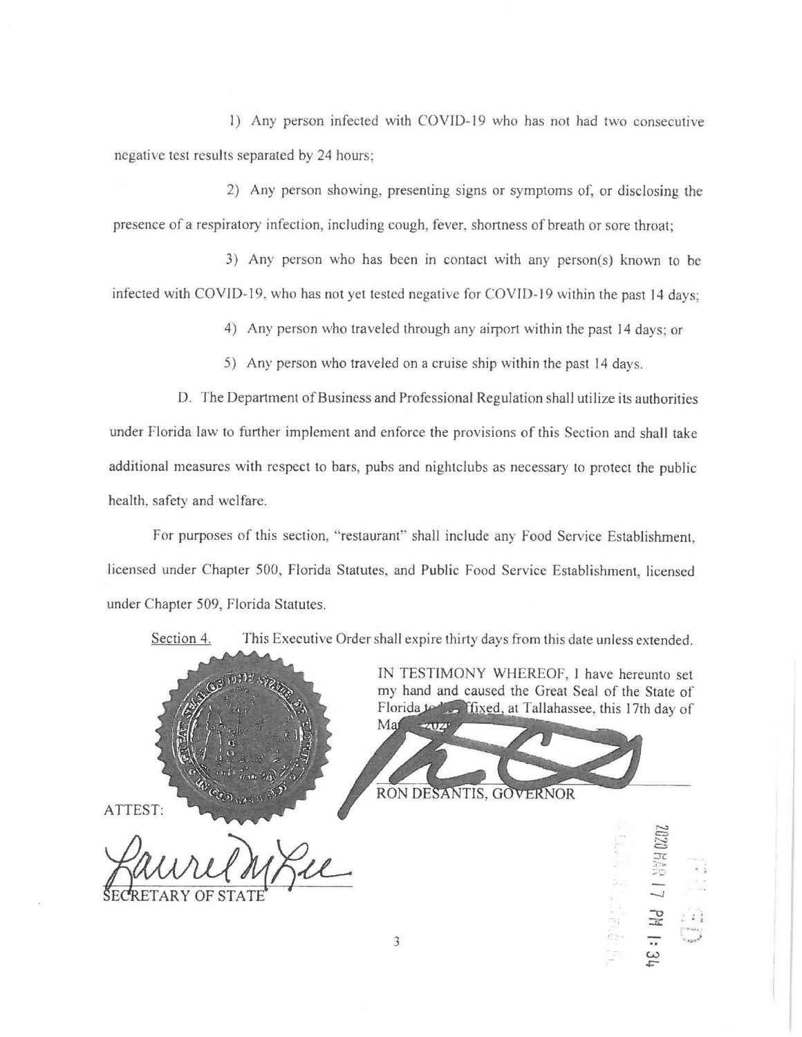1) Any person infected with COVID-19 who has not had two consecutive negative test results separated by 24 hours;

2) Any person showing, presenting signs or symptoms of, or disclosing the presence of a respiratory infection, including cough, fever, shortness of breath or sore throat;

3) Any person who has been in contact with any person(s) known to be infected with COVID-19, who has not yet tested negative for COVID-19 within the past 14 days;

4) Any person who traveled through any airport within the past 14 days; or

5) Any person who traveled on a cruise ship within the past 14 days.

D. The Department of Business and Professional Regulation shall utilize its authorities under Florida law to further implement and enforce the provisions of this Section and shall take additional measures with respect to bars, pubs and nightclubs as necessary to protect the public health, safety and welfare.

For purposes of this section, "restaurant" shall include any Food Service Establishment, licensed under Chapter 500, Florida Statutes, and Public Food Service Establishment, licensed under Chapter 509, Florida Statutes.

Section 4. This Executive Order shall expire thirty days from this date unless extended.

IN TESTIMONY WHEREOF, I have hereunto set my hand and caused the Great Seal of the State of Florida to be affixed, at Tallahassee, this 17th day of March, 2020.

RON DESANTIS, GOVERNOR

ATTEST:

SECRETARY OF STATE

2020 MAR 17 PM 1:34